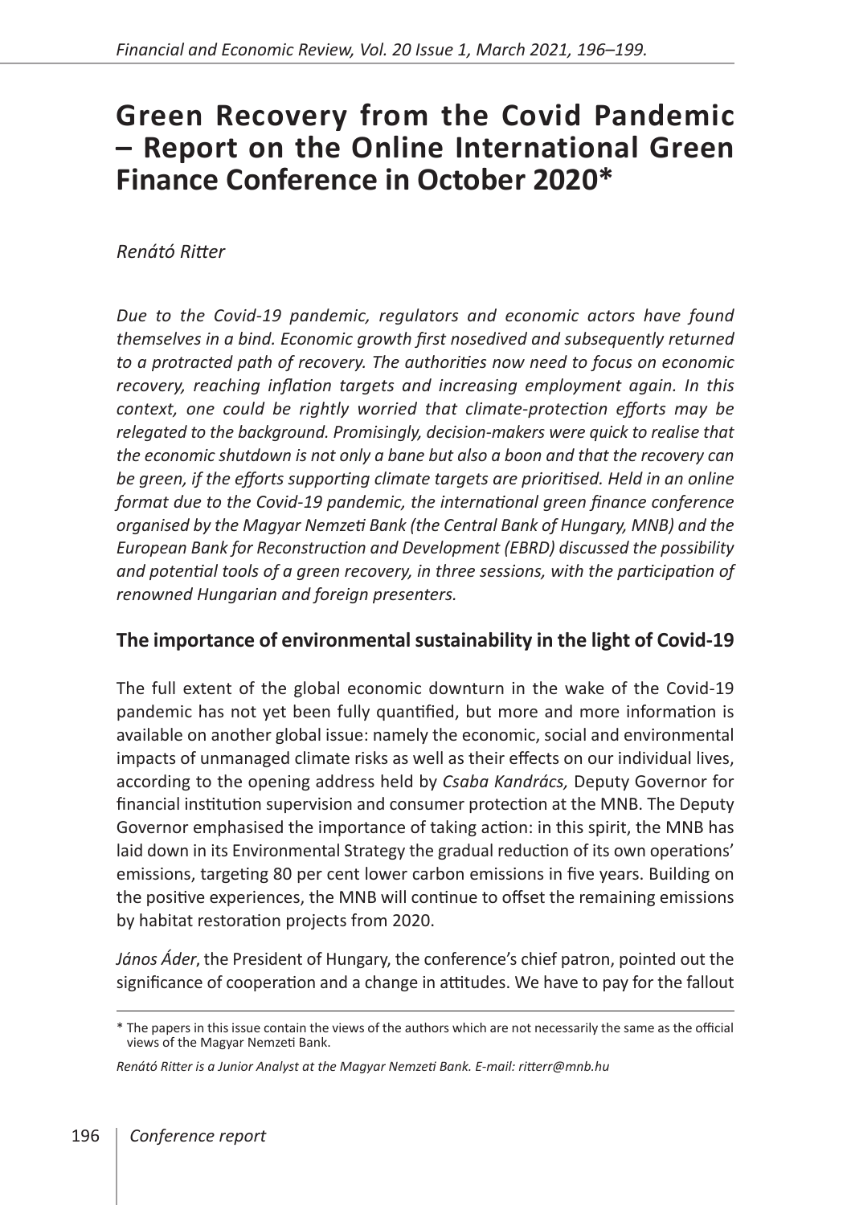# Green Recovery from the Covid Pandemic – Report on the Online International Green Finance Conference in October 2020*

*Renátó Ritter*

*Due to the Covid-19 pandemic, regulators and economic actors have found themselves in a bind. Economic growth first nosedived and subsequently returned to a protracted path of recovery. The authorities now need to focus on economic recovery, reaching inflation targets and increasing employment again. In this context, one could be rightly worried that climate-protection efforts may be relegated to the background. Promisingly, decision-makers were quick to realise that the economic shutdown is not only a bane but also a boon and that the recovery can be green, if the efforts supporting climate targets are prioritised. Held in an online format due to the Covid-19 pandemic, the international green finance conference organised by the Magyar Nemzeti Bank (the Central Bank of Hungary, MNB) and the European Bank for Reconstruction and Development (EBRD) discussed the possibility and potential tools of a green recovery, in three sessions, with the participation of renowned Hungarian and foreign presenters.*

## The importance of environmental sustainability in the light of Covid-19

The full extent of the global economic downturn in the wake of the Covid-19 pandemic has not yet been fully quantified, but more and more information is available on another global issue: namely the economic, social and environmental impacts of unmanaged climate risks as well as their effects on our individual lives, according to the opening address held by *Csaba Kandrács,* Deputy Governor for financial institution supervision and consumer protection at the MNB. The Deputy Governor emphasised the importance of taking action: in this spirit, the MNB has laid down in its Environmental Strategy the gradual reduction of its own operations' emissions, targeting 80 per cent lower carbon emissions in five years. Building on the positive experiences, the MNB will continue to offset the remaining emissions by habitat restoration projects from 2020.

*János Áder*, the President of Hungary, the conference's chief patron, pointed out the significance of cooperation and a change in attitudes. We have to pay for the fallout

\* The papers in this issue contain the views of the authors which are not necessarily the same as the official views of the Magyar Nemzeti Bank.

*Renátó Ritter is a Junior Analyst at the Magyar Nemzeti Bank. E-mail: ritterr@mnb.hu*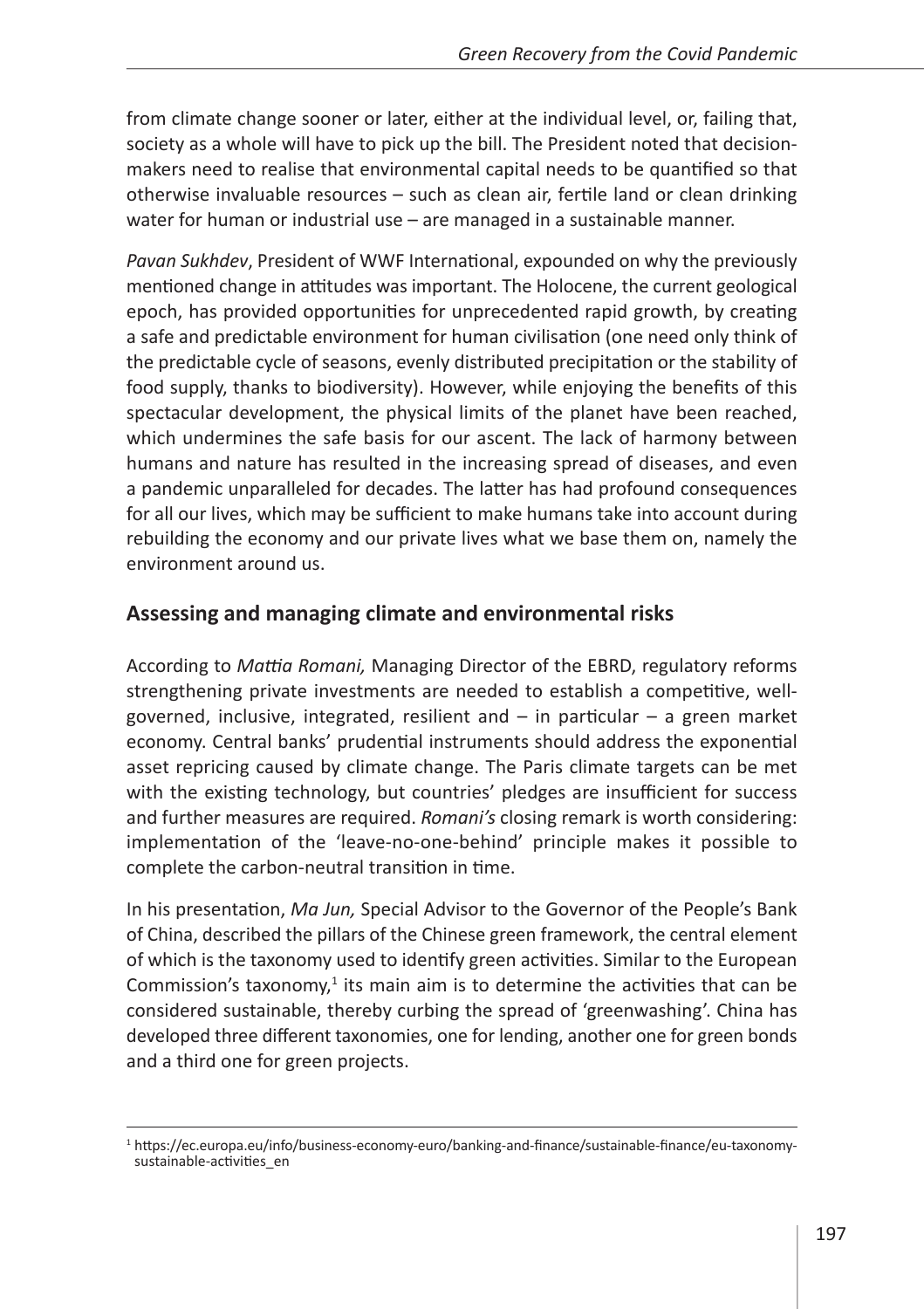from climate change sooner or later, either at the individual level, or, failing that, society as a whole will have to pick up the bill. The President noted that decision-makers need to realise that environmental capital needs to be quantified so that otherwise invaluable resources – such as clean air, fertile land or clean drinking water for human or industrial use – are managed in a sustainable manner.

*Pavan Sukhdev*, President of WWF International, expounded on why the previously mentioned change in attitudes was important. The Holocene, the current geological epoch, has provided opportunities for unprecedented rapid growth, by creating a safe and predictable environment for human civilisation (one need only think of the predictable cycle of seasons, evenly distributed precipitation or the stability of food supply, thanks to biodiversity). However, while enjoying the benefits of this spectacular development, the physical limits of the planet have been reached, which undermines the safe basis for our ascent. The lack of harmony between humans and nature has resulted in the increasing spread of diseases, and even a pandemic unparalleled for decades. The latter has had profound consequences for all our lives, which may be sufficient to make humans take into account during rebuilding the economy and our private lives what we base them on, namely the environment around us.

## Assessing and managing climate and environmental risks

According to *Mattia Romani,* Managing Director of the EBRD, regulatory reforms strengthening private investments are needed to establish a competitive, well-governed, inclusive, integrated, resilient and – in particular – a green market economy. Central banks' prudential instruments should address the exponential asset repricing caused by climate change. The Paris climate targets can be met with the existing technology, but countries' pledges are insufficient for success and further measures are required. *Romani's* closing remark is worth considering: implementation of the 'leave-no-one-behind' principle makes it possible to complete the carbon-neutral transition in time.

In his presentation, *Ma Jun,* Special Advisor to the Governor of the People's Bank of China, described the pillars of the Chinese green framework, the central element of which is the taxonomy used to identify green activities. Similar to the European Commission's taxonomy,[1] its main aim is to determine the activities that can be considered sustainable, thereby curbing the spread of 'greenwashing'. China has developed three different taxonomies, one for lending, another one for green bonds and a third one for green projects.

[1] https://ec.europa.eu/info/business-economy-euro/banking-and-finance/sustainable-finance/eu-taxonomy-sustainable-activities_en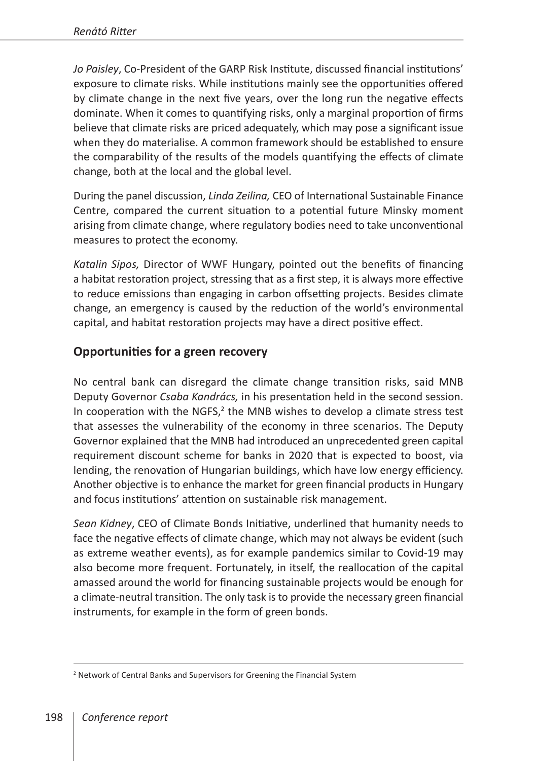*Jo Paisley*, Co-President of the GARP Risk Institute, discussed financial institutions' exposure to climate risks. While institutions mainly see the opportunities offered by climate change in the next five years, over the long run the negative effects dominate. When it comes to quantifying risks, only a marginal proportion of firms believe that climate risks are priced adequately, which may pose a significant issue when they do materialise. A common framework should be established to ensure the comparability of the results of the models quantifying the effects of climate change, both at the local and the global level.

During the panel discussion, *Linda Zeilina,* CEO of International Sustainable Finance Centre, compared the current situation to a potential future Minsky moment arising from climate change, where regulatory bodies need to take unconventional measures to protect the economy.

*Katalin Sipos,* Director of WWF Hungary, pointed out the benefits of financing a habitat restoration project, stressing that as a first step, it is always more effective to reduce emissions than engaging in carbon offsetting projects. Besides climate change, an emergency is caused by the reduction of the world's environmental capital, and habitat restoration projects may have a direct positive effect.

## Opportunities for a green recovery

No central bank can disregard the climate change transition risks, said MNB Deputy Governor *Csaba Kandrács,* in his presentation held in the second session. In cooperation with the NGFS,[2] the MNB wishes to develop a climate stress test that assesses the vulnerability of the economy in three scenarios. The Deputy Governor explained that the MNB had introduced an unprecedented green capital requirement discount scheme for banks in 2020 that is expected to boost, via lending, the renovation of Hungarian buildings, which have low energy efficiency. Another objective is to enhance the market for green financial products in Hungary and focus institutions' attention on sustainable risk management.

*Sean Kidney*, CEO of Climate Bonds Initiative, underlined that humanity needs to face the negative effects of climate change, which may not always be evident (such as extreme weather events), as for example pandemics similar to Covid-19 may also become more frequent. Fortunately, in itself, the reallocation of the capital amassed around the world for financing sustainable projects would be enough for a climate-neutral transition. The only task is to provide the necessary green financial instruments, for example in the form of green bonds.

[2] Network of Central Banks and Supervisors for Greening the Financial System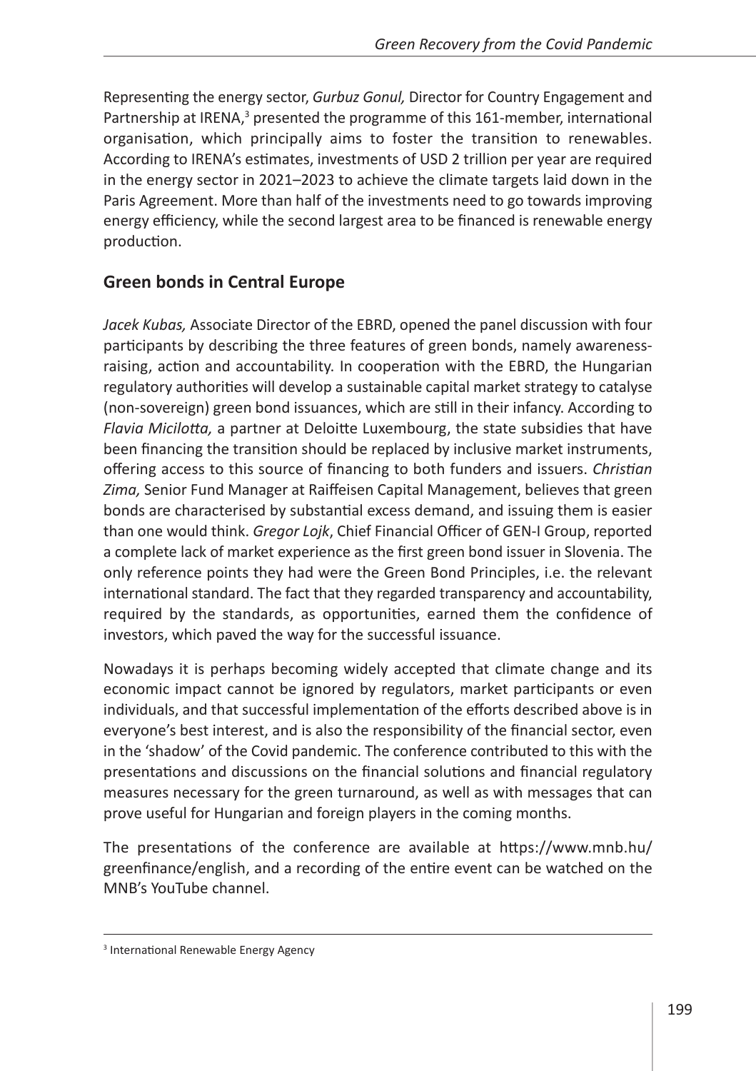Representing the energy sector, *Gurbuz Gonul,* Director for Country Engagement and Partnership at IRENA,[3] presented the programme of this 161-member, international organisation, which principally aims to foster the transition to renewables. According to IRENA's estimates, investments of USD 2 trillion per year are required in the energy sector in 2021–2023 to achieve the climate targets laid down in the Paris Agreement. More than half of the investments need to go towards improving energy efficiency, while the second largest area to be financed is renewable energy production.

## Green bonds in Central Europe

*Jacek Kubas,* Associate Director of the EBRD, opened the panel discussion with four participants by describing the three features of green bonds, namely awareness-raising, action and accountability. In cooperation with the EBRD, the Hungarian regulatory authorities will develop a sustainable capital market strategy to catalyse (non-sovereign) green bond issuances, which are still in their infancy. According to *Flavia Micilotta,* a partner at Deloitte Luxembourg, the state subsidies that have been financing the transition should be replaced by inclusive market instruments, offering access to this source of financing to both funders and issuers. *Christian Zima,* Senior Fund Manager at Raiffeisen Capital Management, believes that green bonds are characterised by substantial excess demand, and issuing them is easier than one would think. *Gregor Lojk*, Chief Financial Officer of GEN-I Group, reported a complete lack of market experience as the first green bond issuer in Slovenia. The only reference points they had were the Green Bond Principles, i.e. the relevant international standard. The fact that they regarded transparency and accountability, required by the standards, as opportunities, earned them the confidence of investors, which paved the way for the successful issuance.

Nowadays it is perhaps becoming widely accepted that climate change and its economic impact cannot be ignored by regulators, market participants or even individuals, and that successful implementation of the efforts described above is in everyone's best interest, and is also the responsibility of the financial sector, even in the 'shadow' of the Covid pandemic. The conference contributed to this with the presentations and discussions on the financial solutions and financial regulatory measures necessary for the green turnaround, as well as with messages that can prove useful for Hungarian and foreign players in the coming months.

The presentations of the conference are available at https://www.mnb.hu/greenfinance/english, and a recording of the entire event can be watched on the MNB's YouTube channel.

[3] International Renewable Energy Agency